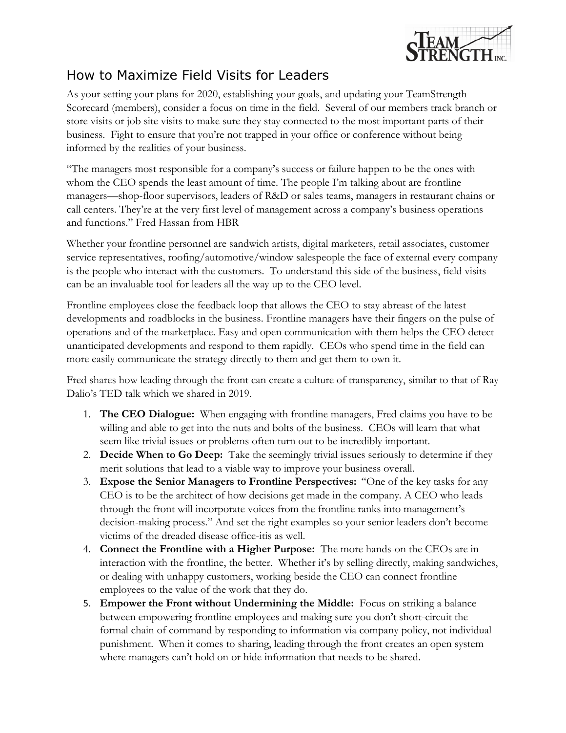# How to Maximize Field Visits for Leaders

As your setting your plans for 2020, establishing your goals, and updating your TeamStrength Scorecard (members), consider a focus on time in the field. Several of our members track branch or store visits or job site visits to make sure they stay connected to the most important parts of their business. Fight to ensure that you're not trapped in your office or conference without being informed by the realities of your business.

"The managers most responsible for a company's success or failure happen to be the ones with whom the CEO spends the least amount of time. The people I'm talking about are frontline managers—shop-floor supervisors, leaders of R&D or sales teams, managers in restaurant chains or call centers. They're at the very first level of management across a company's business operations and functions." Fred Hassan from HBR

Whether your frontline personnel are sandwich artists, digital marketers, retail associates, customer service representatives, roofing/automotive/window salespeople the face of external every company is the people who interact with the customers. To understand this side of the business, field visits can be an invaluable tool for leaders all the way up to the CEO level.

Frontline employees close the feedback loop that allows the CEO to stay abreast of the latest developments and roadblocks in the business. Frontline managers have their fingers on the pulse of operations and of the marketplace. Easy and open communication with them helps the CEO detect unanticipated developments and respond to them rapidly. CEOs who spend time in the field can more easily communicate the strategy directly to them and get them to own it.

Fred shares how leading through the front can create a culture of transparency, similar to that of Ray Dalio's TED talk which we shared in 2019.

1. **The CEO Dialogue:** When engaging with frontline managers, Fred claims you have to be willing and able to get into the nuts and bolts of the business. CEOs will learn that what seem like trivial issues or problems often turn out to be incredibly important.
2. **Decide When to Go Deep:** Take the seemingly trivial issues seriously to determine if they merit solutions that lead to a viable way to improve your business overall.
3. **Expose the Senior Managers to Frontline Perspectives:** "One of the key tasks for any CEO is to be the architect of how decisions get made in the company. A CEO who leads through the front will incorporate voices from the frontline ranks into management's decision-making process." And set the right examples so your senior leaders don't become victims of the dreaded disease office-itis as well.
4. **Connect the Frontline with a Higher Purpose:** The more hands-on the CEOs are in interaction with the frontline, the better. Whether it's by selling directly, making sandwiches, or dealing with unhappy customers, working beside the CEO can connect frontline employees to the value of the work that they do.
5. **Empower the Front without Undermining the Middle:** Focus on striking a balance between empowering frontline employees and making sure you don't short-circuit the formal chain of command by responding to information via company policy, not individual punishment. When it comes to sharing, leading through the front creates an open system where managers can't hold on or hide information that needs to be shared.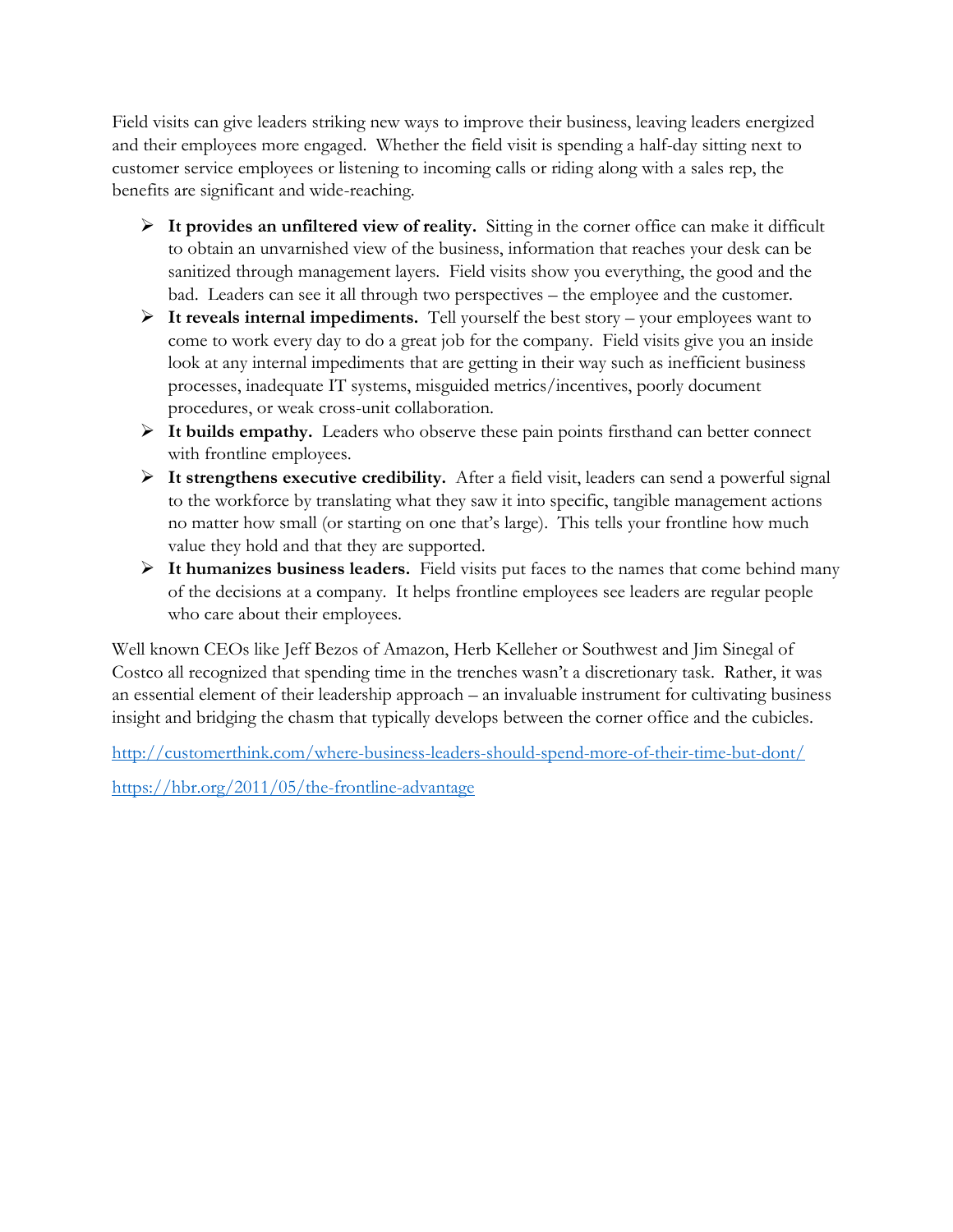Field visits can give leaders striking new ways to improve their business, leaving leaders energized and their employees more engaged. Whether the field visit is spending a half-day sitting next to customer service employees or listening to incoming calls or riding along with a sales rep, the benefits are significant and wide-reaching.

- **It provides an unfiltered view of reality.** Sitting in the corner office can make it difficult to obtain an unvarnished view of the business, information that reaches your desk can be sanitized through management layers. Field visits show you everything, the good and the bad. Leaders can see it all through two perspectives – the employee and the customer.
- **It reveals internal impediments.** Tell yourself the best story – your employees want to come to work every day to do a great job for the company. Field visits give you an inside look at any internal impediments that are getting in their way such as inefficient business processes, inadequate IT systems, misguided metrics/incentives, poorly document procedures, or weak cross-unit collaboration.
- **It builds empathy.** Leaders who observe these pain points firsthand can better connect with frontline employees.
- **It strengthens executive credibility.** After a field visit, leaders can send a powerful signal to the workforce by translating what they saw it into specific, tangible management actions no matter how small (or starting on one that's large). This tells your frontline how much value they hold and that they are supported.
- **It humanizes business leaders.** Field visits put faces to the names that come behind many of the decisions at a company. It helps frontline employees see leaders are regular people who care about their employees.

Well known CEOs like Jeff Bezos of Amazon, Herb Kelleher or Southwest and Jim Sinegal of Costco all recognized that spending time in the trenches wasn't a discretionary task. Rather, it was an essential element of their leadership approach – an invaluable instrument for cultivating business insight and bridging the chasm that typically develops between the corner office and the cubicles.

http://customerthink.com/where-business-leaders-should-spend-more-of-their-time-but-dont/

https://hbr.org/2011/05/the-frontline-advantage